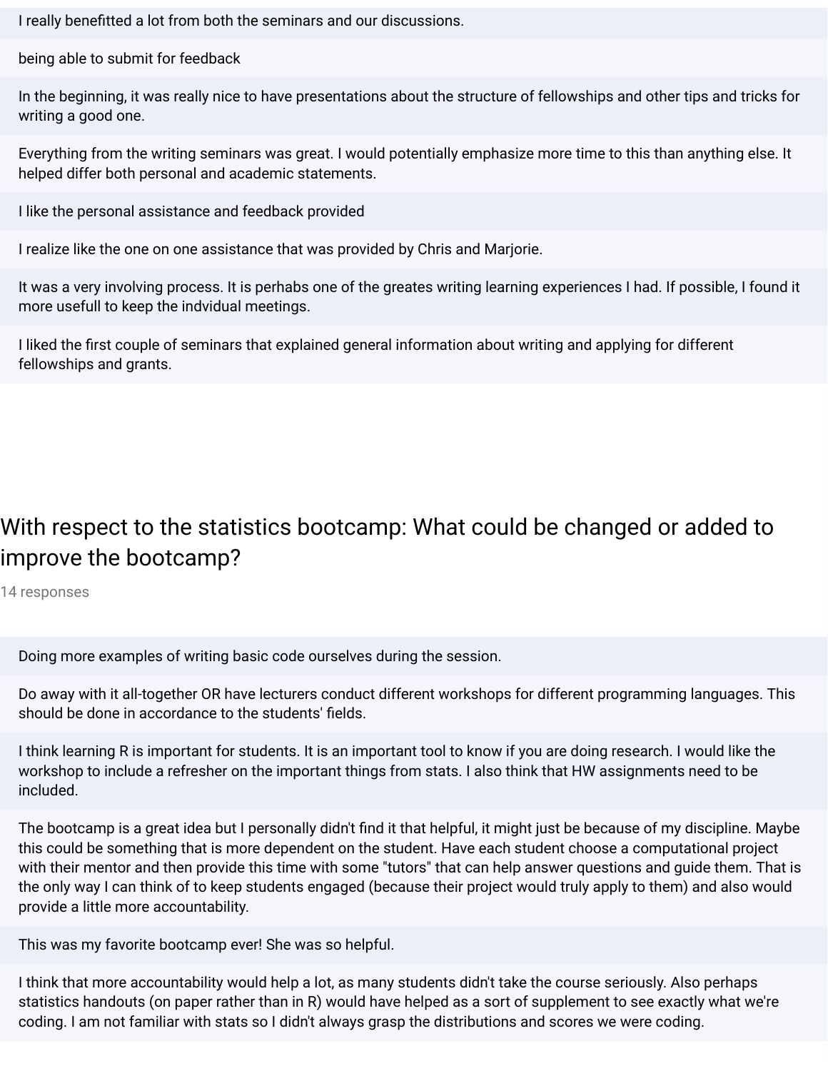I really benefitted a lot from both the seminars and our discussions.

being able to submit for feedback

In the beginning, it was really nice to have presentations about the structure of fellowships and other tips and tricks for writing a good one.

Everything from the writing seminars was great. I would potentially emphasize more time to this than anything else. It helped differ both personal and academic statements.

I like the personal assistance and feedback provided

I realize like the one on one assistance that was provided by Chris and Marjorie.

It was a very involving process. It is perhabs one of the greates writing learning experiences I had. If possible, I found it more usefull to keep the indvidual meetings.

I liked the first couple of seminars that explained general information about writing and applying for different fellowships and grants.

## With respect to the statistics bootcamp: What could be changed or added to improve the bootcamp?

14 responses

Doing more examples of writing basic code ourselves during the session.

Do away with it all-together OR have lecturers conduct different workshops for different programming languages. This should be done in accordance to the students' fields.

I think learning R is important for students. It is an important tool to know if you are doing research. I would like the workshop to include a refresher on the important things from stats. I also think that HW assignments need to be included.

The bootcamp is a great idea but I personally didn't find it that helpful, it might just be because of my discipline. Maybe this could be something that is more dependent on the student. Have each student choose a computational project with their mentor and then provide this time with some "tutors" that can help answer questions and guide them. That is the only way I can think of to keep students engaged (because their project would truly apply to them) and also would provide a little more accountability.

This was my favorite bootcamp ever! She was so helpful.

I think that more accountability would help a lot, as many students didn't take the course seriously. Also perhaps statistics handouts (on paper rather than in R) would have helped as a sort of supplement to see exactly what we're coding. I am not familiar with stats so I didn't always grasp the distributions and scores we were coding.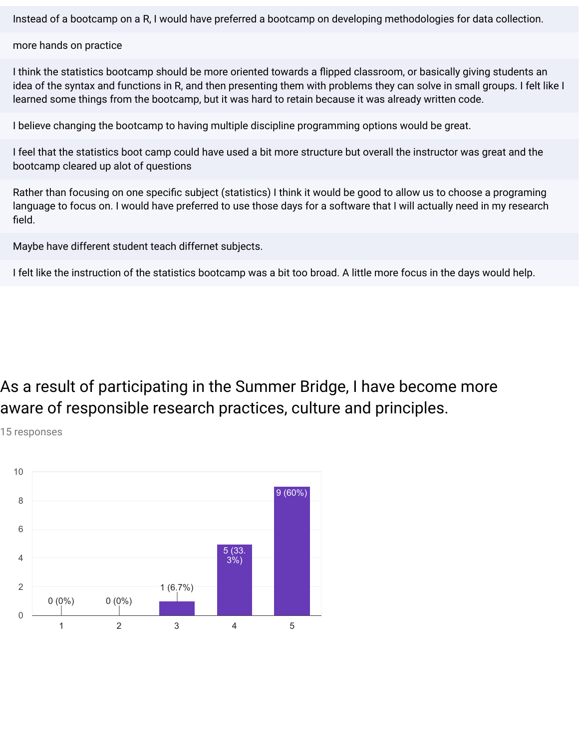Instead of a bootcamp on a R, I would have preferred a bootcamp on developing methodologies for data collection.

more hands on practice

I think the statistics bootcamp should be more oriented towards a flipped classroom, or basically giving students an idea of the syntax and functions in R, and then presenting them with problems they can solve in small groups. I felt like I learned some things from the bootcamp, but it was hard to retain because it was already written code.

I believe changing the bootcamp to having multiple discipline programming options would be great.

I feel that the statistics boot camp could have used a bit more structure but overall the instructor was great and the bootcamp cleared up alot of questions

Rather than focusing on one specific subject (statistics) I think it would be good to allow us to choose a programing language to focus on. I would have preferred to use those days for a software that I will actually need in my research field.

Maybe have different student teach differnet subjects.

I felt like the instruction of the statistics bootcamp was a bit too broad. A little more focus in the days would help.

## As a result of participating in the Summer Bridge, I have become more aware of responsible research practices, culture and principles.

15 responses

10
8
6
4
2
0

0 (0%)
0 (0%)
1 (6.7%)
5 (33.3%)
9 (60%)

1
2
3
4
5